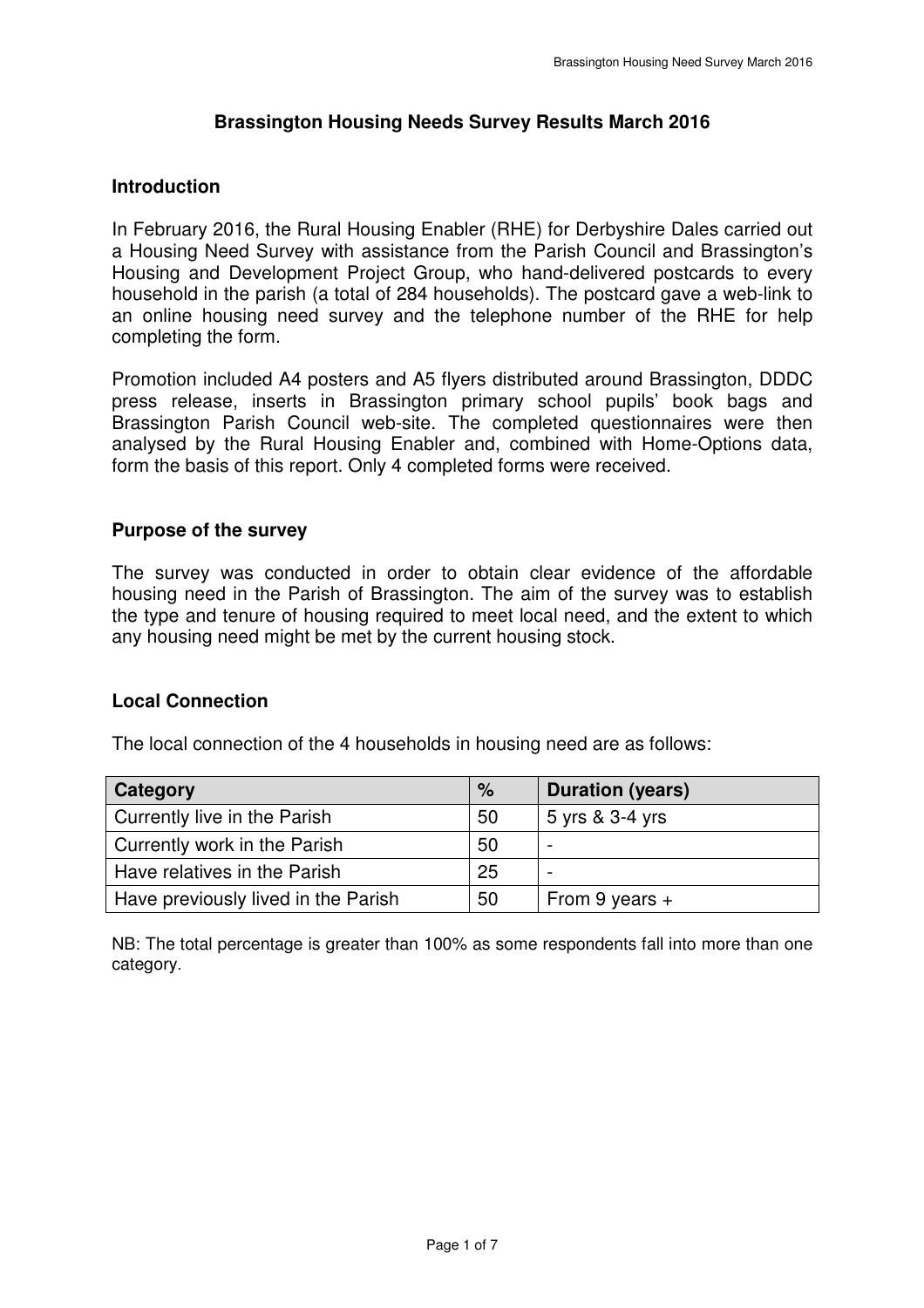# Brassington Housing Needs Survey Results March 2016

## Introduction

In February 2016, the Rural Housing Enabler (RHE) for Derbyshire Dales carried out a Housing Need Survey with assistance from the Parish Council and Brassington's Housing and Development Project Group, who hand-delivered postcards to every household in the parish (a total of 284 households). The postcard gave a web-link to an online housing need survey and the telephone number of the RHE for help completing the form.

Promotion included A4 posters and A5 flyers distributed around Brassington, DDDC press release, inserts in Brassington primary school pupils' book bags and Brassington Parish Council web-site. The completed questionnaires were then analysed by the Rural Housing Enabler and, combined with Home-Options data, form the basis of this report. Only 4 completed forms were received.

## Purpose of the survey

The survey was conducted in order to obtain clear evidence of the affordable housing need in the Parish of Brassington. The aim of the survey was to establish the type and tenure of housing required to meet local need, and the extent to which any housing need might be met by the current housing stock.

## Local Connection

The local connection of the 4 households in housing need are as follows:

| Category | % | Duration (years) |
|---|---|---|
| Currently live in the Parish | 50 | 5 yrs & 3-4 yrs |
| Currently work in the Parish | 50 | - |
| Have relatives in the Parish | 25 | - |
| Have previously lived in the Parish | 50 | From 9 years + |

NB: The total percentage is greater than 100% as some respondents fall into more than one category.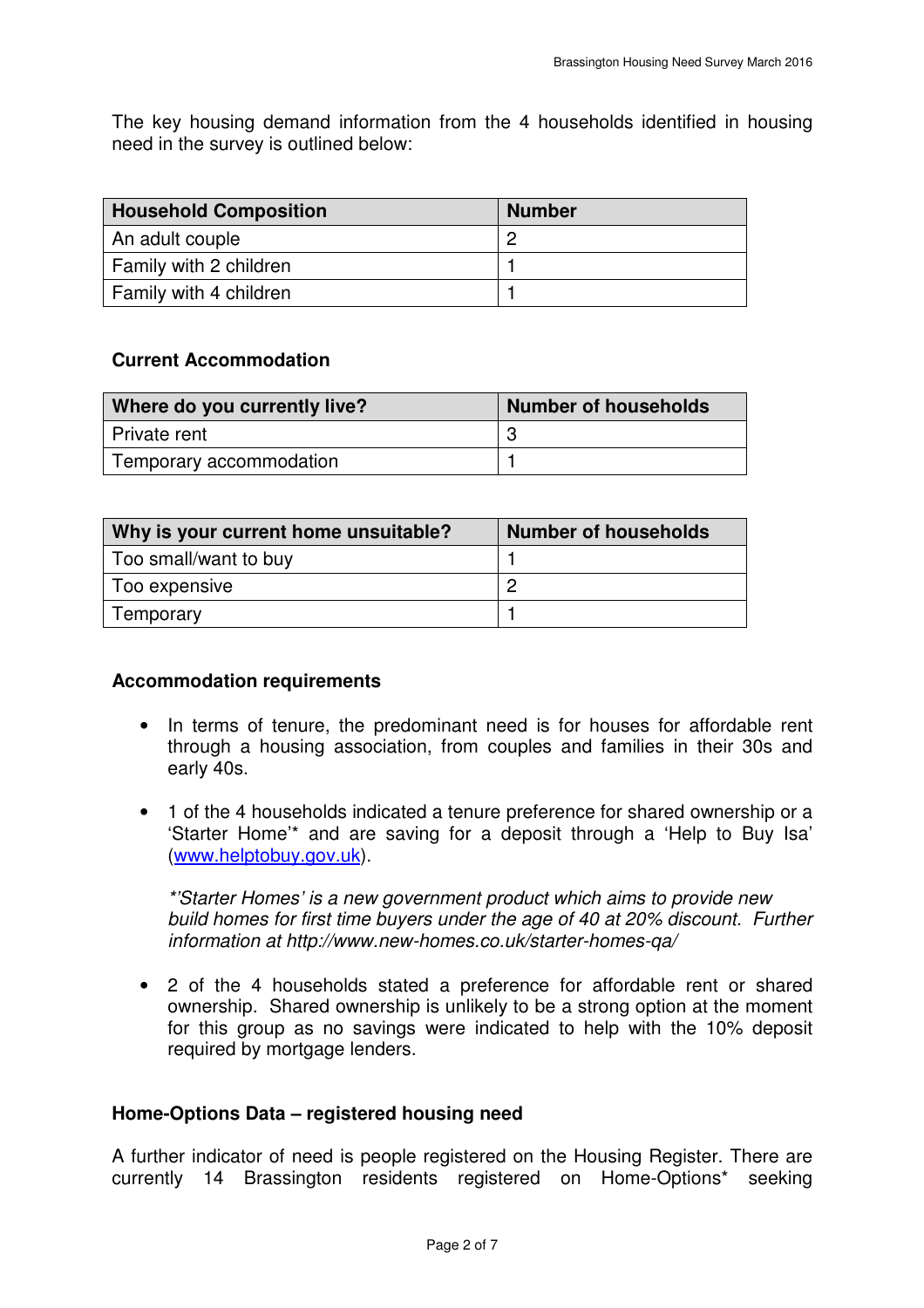The key housing demand information from the 4 households identified in housing need in the survey is outlined below:

| Household Composition | Number |
|---|---|
| An adult couple | 2 |
| Family with 2 children | 1 |
| Family with 4 children | 1 |

### Current Accommodation

| Where do you currently live? | Number of households |
|---|---|
| Private rent | 3 |
| Temporary accommodation | 1 |

| Why is your current home unsuitable? | Number of households |
|---|---|
| Too small/want to buy | 1 |
| Too expensive | 2 |
| Temporary | 1 |

### Accommodation requirements

- In terms of tenure, the predominant need is for houses for affordable rent through a housing association, from couples and families in their 30s and early 40s.

- 1 of the 4 households indicated a tenure preference for shared ownership or a 'Starter Home'* and are saving for a deposit through a 'Help to Buy Isa' (www.helptobuy.gov.uk).

  *\*'Starter Homes' is a new government product which aims to provide new build homes for first time buyers under the age of 40 at 20% discount. Further information at http://www.new-homes.co.uk/starter-homes-qa/*

- 2 of the 4 households stated a preference for affordable rent or shared ownership. Shared ownership is unlikely to be a strong option at the moment for this group as no savings were indicated to help with the 10% deposit required by mortgage lenders.

### Home-Options Data – registered housing need

A further indicator of need is people registered on the Housing Register. There are currently 14 Brassington residents registered on Home-Options* seeking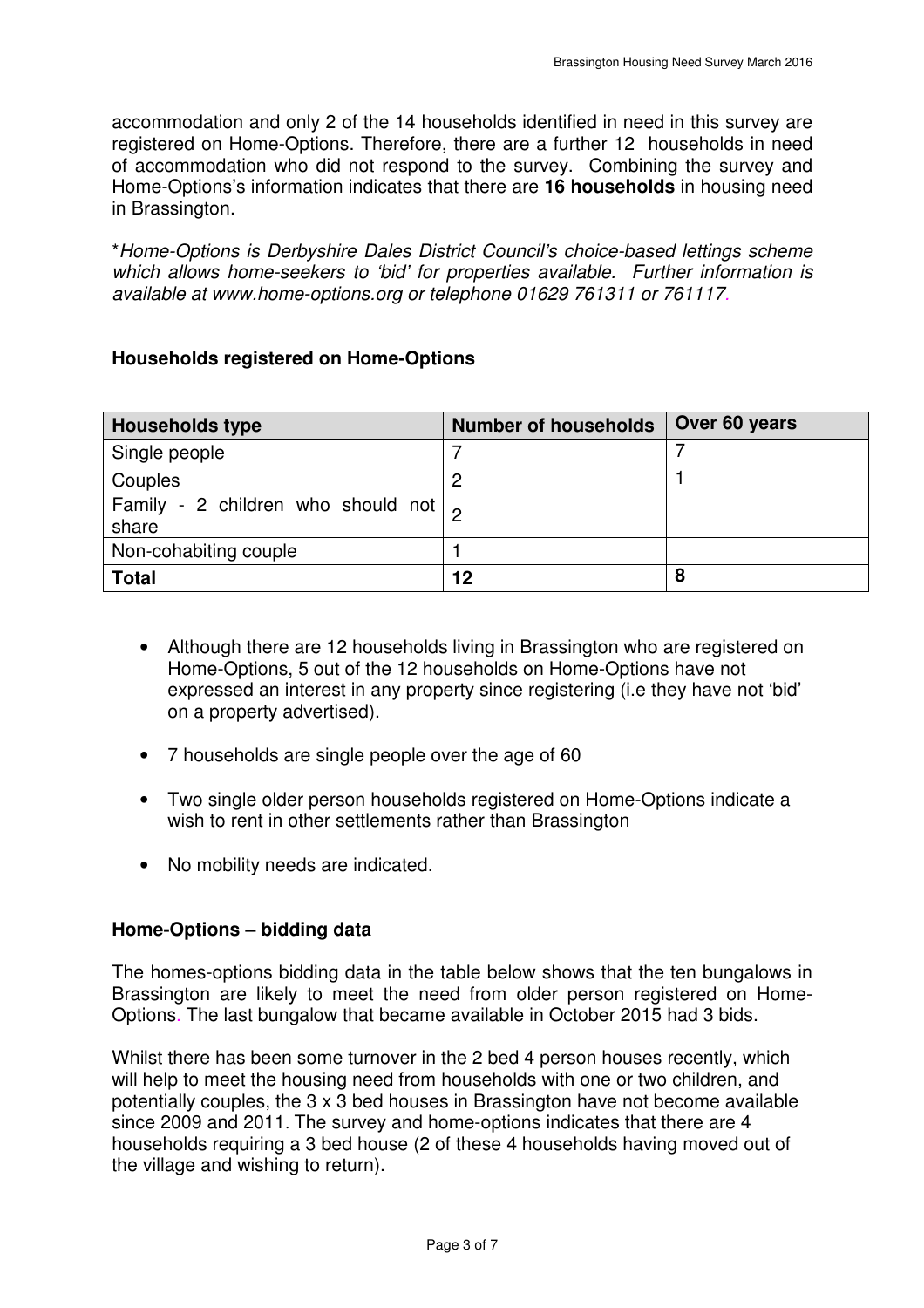accommodation and only 2 of the 14 households identified in need in this survey are registered on Home-Options. Therefore, there are a further 12 households in need of accommodation who did not respond to the survey. Combining the survey and Home-Options's information indicates that there are **16 households** in housing need in Brassington.

**Home-Options is Derbyshire Dales District Council's choice-based lettings scheme which allows home-seekers to 'bid' for properties available. Further information is available at www.home-options.org or telephone 01629 761311 or 761117.*

**Households registered on Home-Options**

| Households type | Number of households | Over 60 years |
|---|---|---|
| Single people | 7 | 7 |
| Couples | 2 | 1 |
| Family - 2 children who should not share | 2 | |
| Non-cohabiting couple | 1 | |
| **Total** | **12** | **8** |

- Although there are 12 households living in Brassington who are registered on Home-Options, 5 out of the 12 households on Home-Options have not expressed an interest in any property since registering (i.e they have not 'bid' on a property advertised).
- 7 households are single people over the age of 60
- Two single older person households registered on Home-Options indicate a wish to rent in other settlements rather than Brassington
- No mobility needs are indicated.

**Home-Options – bidding data**

The homes-options bidding data in the table below shows that the ten bungalows in Brassington are likely to meet the need from older person registered on Home-Options. The last bungalow that became available in October 2015 had 3 bids.

Whilst there has been some turnover in the 2 bed 4 person houses recently, which will help to meet the housing need from households with one or two children, and potentially couples, the 3 x 3 bed houses in Brassington have not become available since 2009 and 2011. The survey and home-options indicates that there are 4 households requiring a 3 bed house (2 of these 4 households having moved out of the village and wishing to return).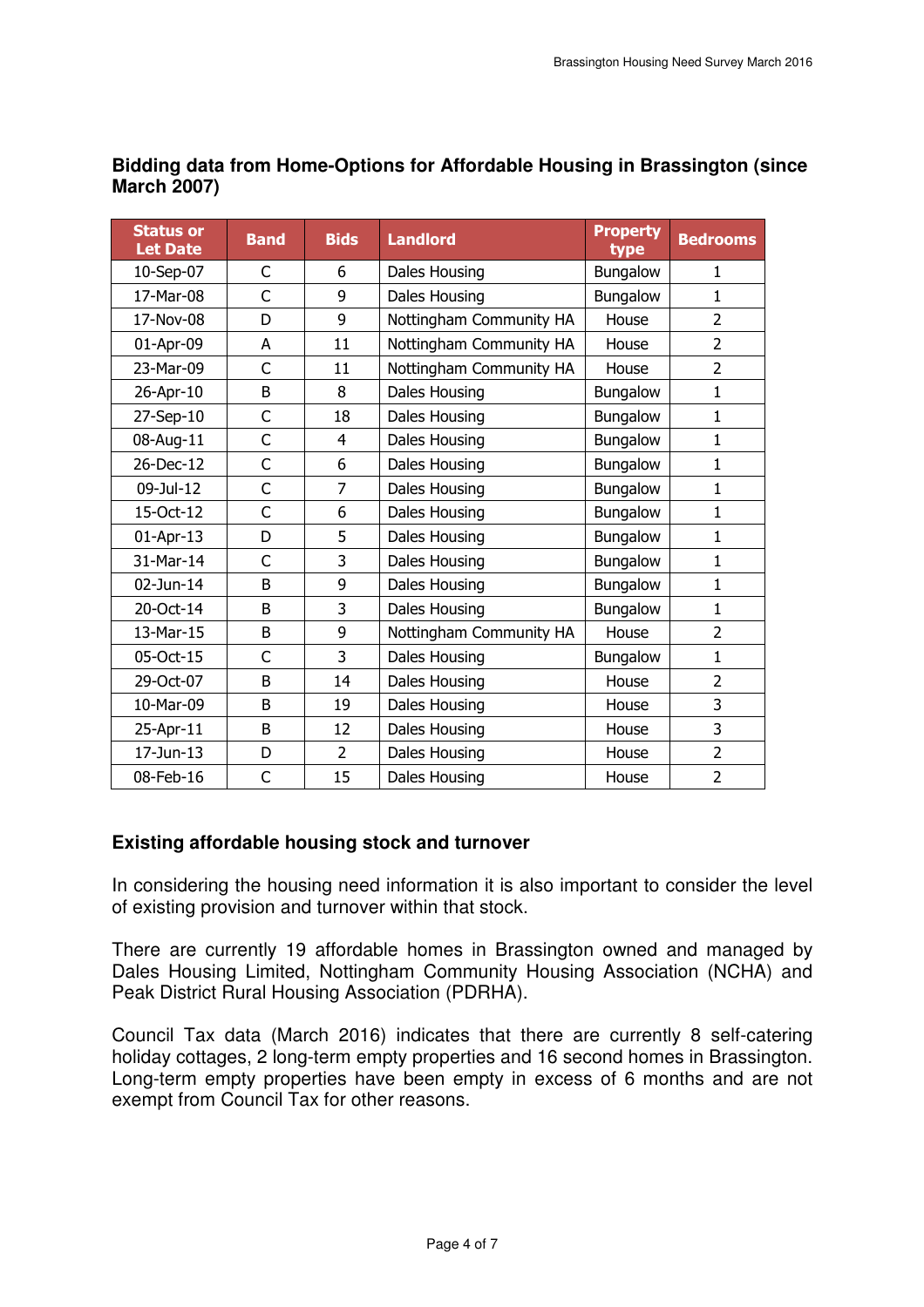## Bidding data from Home-Options for Affordable Housing in Brassington (since March 2007)

| Status or Let Date | Band | Bids | Landlord | Property type | Bedrooms |
|---|---|---|---|---|---|
| 10-Sep-07 | C | 6 | Dales Housing | Bungalow | 1 |
| 17-Mar-08 | C | 9 | Dales Housing | Bungalow | 1 |
| 17-Nov-08 | D | 9 | Nottingham Community HA | House | 2 |
| 01-Apr-09 | A | 11 | Nottingham Community HA | House | 2 |
| 23-Mar-09 | C | 11 | Nottingham Community HA | House | 2 |
| 26-Apr-10 | B | 8 | Dales Housing | Bungalow | 1 |
| 27-Sep-10 | C | 18 | Dales Housing | Bungalow | 1 |
| 08-Aug-11 | C | 4 | Dales Housing | Bungalow | 1 |
| 26-Dec-12 | C | 6 | Dales Housing | Bungalow | 1 |
| 09-Jul-12 | C | 7 | Dales Housing | Bungalow | 1 |
| 15-Oct-12 | C | 6 | Dales Housing | Bungalow | 1 |
| 01-Apr-13 | D | 5 | Dales Housing | Bungalow | 1 |
| 31-Mar-14 | C | 3 | Dales Housing | Bungalow | 1 |
| 02-Jun-14 | B | 9 | Dales Housing | Bungalow | 1 |
| 20-Oct-14 | B | 3 | Dales Housing | Bungalow | 1 |
| 13-Mar-15 | B | 9 | Nottingham Community HA | House | 2 |
| 05-Oct-15 | C | 3 | Dales Housing | Bungalow | 1 |
| 29-Oct-07 | B | 14 | Dales Housing | House | 2 |
| 10-Mar-09 | B | 19 | Dales Housing | House | 3 |
| 25-Apr-11 | B | 12 | Dales Housing | House | 3 |
| 17-Jun-13 | D | 2 | Dales Housing | House | 2 |
| 08-Feb-16 | C | 15 | Dales Housing | House | 2 |

## Existing affordable housing stock and turnover

In considering the housing need information it is also important to consider the level of existing provision and turnover within that stock.

There are currently 19 affordable homes in Brassington owned and managed by Dales Housing Limited, Nottingham Community Housing Association (NCHA) and Peak District Rural Housing Association (PDRHA).

Council Tax data (March 2016) indicates that there are currently 8 self-catering holiday cottages, 2 long-term empty properties and 16 second homes in Brassington. Long-term empty properties have been empty in excess of 6 months and are not exempt from Council Tax for other reasons.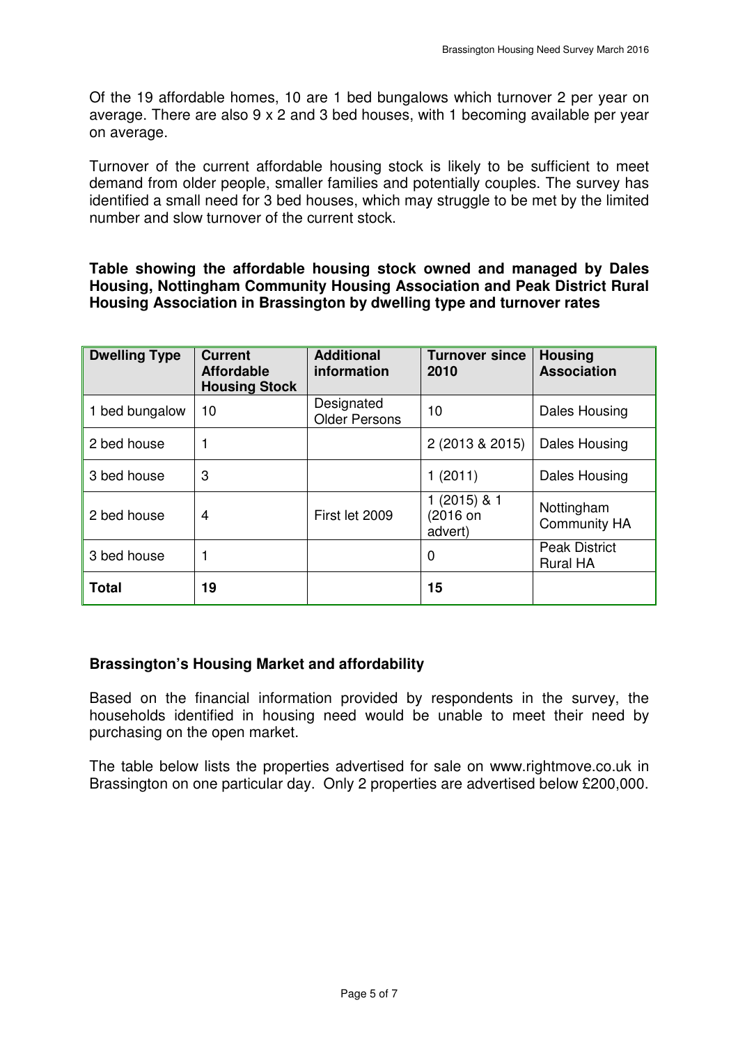Of the 19 affordable homes, 10 are 1 bed bungalows which turnover 2 per year on average. There are also 9 x 2 and 3 bed houses, with 1 becoming available per year on average.

Turnover of the current affordable housing stock is likely to be sufficient to meet demand from older people, smaller families and potentially couples. The survey has identified a small need for 3 bed houses, which may struggle to be met by the limited number and slow turnover of the current stock.

**Table showing the affordable housing stock owned and managed by Dales Housing, Nottingham Community Housing Association and Peak District Rural Housing Association in Brassington by dwelling type and turnover rates**

| Dwelling Type | Current Affordable Housing Stock | Additional information | Turnover since 2010 | Housing Association |
|---|---|---|---|---|
| 1 bed bungalow | 10 | Designated Older Persons | 10 | Dales Housing |
| 2 bed house | 1 | | 2 (2013 & 2015) | Dales Housing |
| 3 bed house | 3 | | 1 (2011) | Dales Housing |
| 2 bed house | 4 | First let 2009 | 1 (2015) & 1 (2016 on advert) | Nottingham Community HA |
| 3 bed house | 1 | | 0 | Peak District Rural HA |
| **Total** | **19** | | **15** | |

## Brassington's Housing Market and affordability

Based on the financial information provided by respondents in the survey, the households identified in housing need would be unable to meet their need by purchasing on the open market.

The table below lists the properties advertised for sale on www.rightmove.co.uk in Brassington on one particular day. Only 2 properties are advertised below £200,000.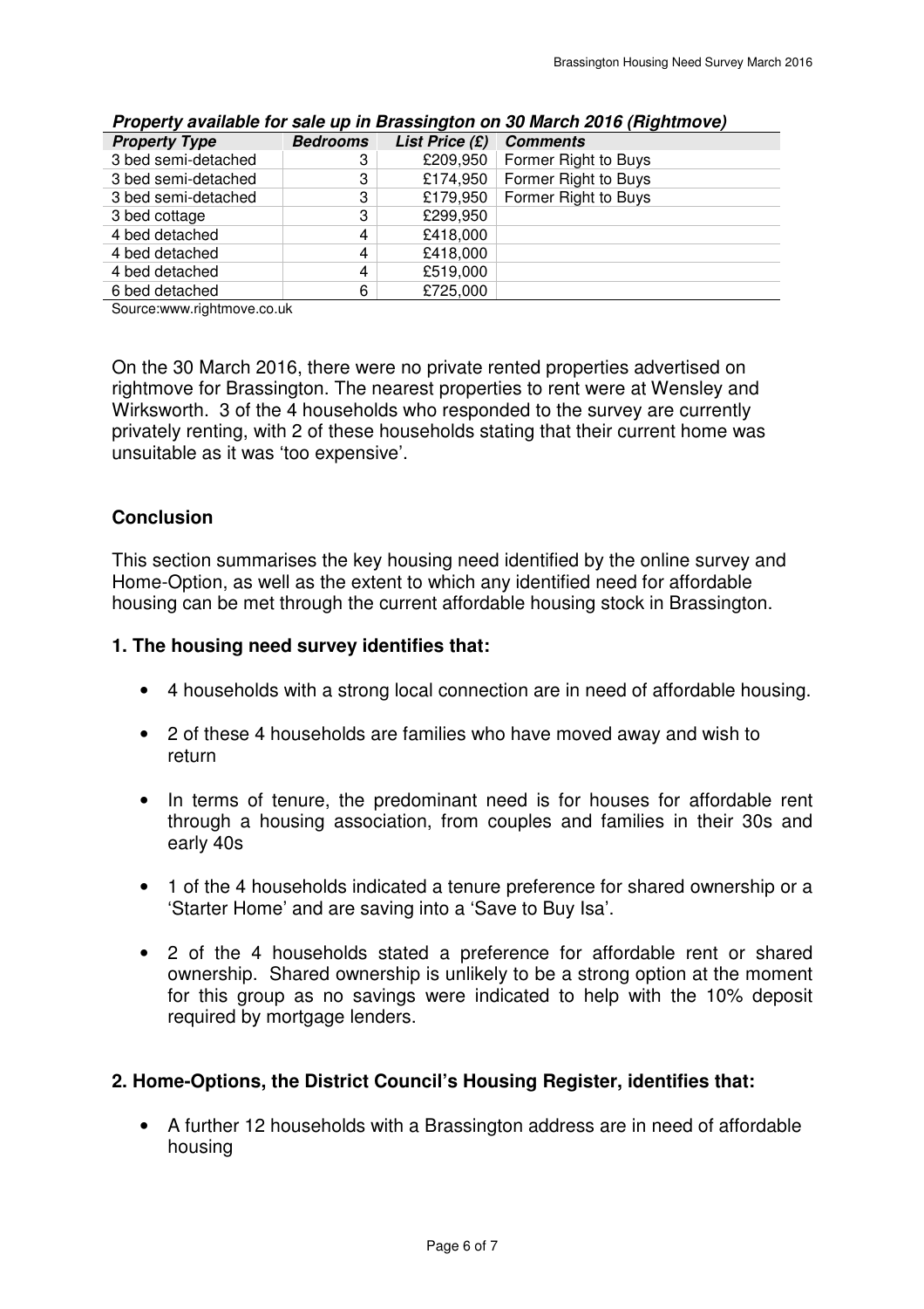***Property available for sale up in Brassington on 30 March 2016 (Rightmove)***

| *Property Type* | *Bedrooms* | *List Price (£)* | *Comments* |
|---|---|---|---|
| 3 bed semi-detached | 3 | £209,950 | Former Right to Buys |
| 3 bed semi-detached | 3 | £174,950 | Former Right to Buys |
| 3 bed semi-detached | 3 | £179,950 | Former Right to Buys |
| 3 bed cottage | 3 | £299,950 | |
| 4 bed detached | 4 | £418,000 | |
| 4 bed detached | 4 | £418,000 | |
| 4 bed detached | 4 | £519,000 | |
| 6 bed detached | 6 | £725,000 | |

Source:www.rightmove.co.uk

On the 30 March 2016, there were no private rented properties advertised on rightmove for Brassington. The nearest properties to rent were at Wensley and Wirksworth. 3 of the 4 households who responded to the survey are currently privately renting, with 2 of these households stating that their current home was unsuitable as it was 'too expensive'.

## Conclusion

This section summarises the key housing need identified by the online survey and Home-Option, as well as the extent to which any identified need for affordable housing can be met through the current affordable housing stock in Brassington.

### 1. The housing need survey identifies that:

- 4 households with a strong local connection are in need of affordable housing.
- 2 of these 4 households are families who have moved away and wish to return
- In terms of tenure, the predominant need is for houses for affordable rent through a housing association, from couples and families in their 30s and early 40s
- 1 of the 4 households indicated a tenure preference for shared ownership or a 'Starter Home' and are saving into a 'Save to Buy Isa'.
- 2 of the 4 households stated a preference for affordable rent or shared ownership. Shared ownership is unlikely to be a strong option at the moment for this group as no savings were indicated to help with the 10% deposit required by mortgage lenders.

### 2. Home-Options, the District Council's Housing Register, identifies that:

- A further 12 households with a Brassington address are in need of affordable housing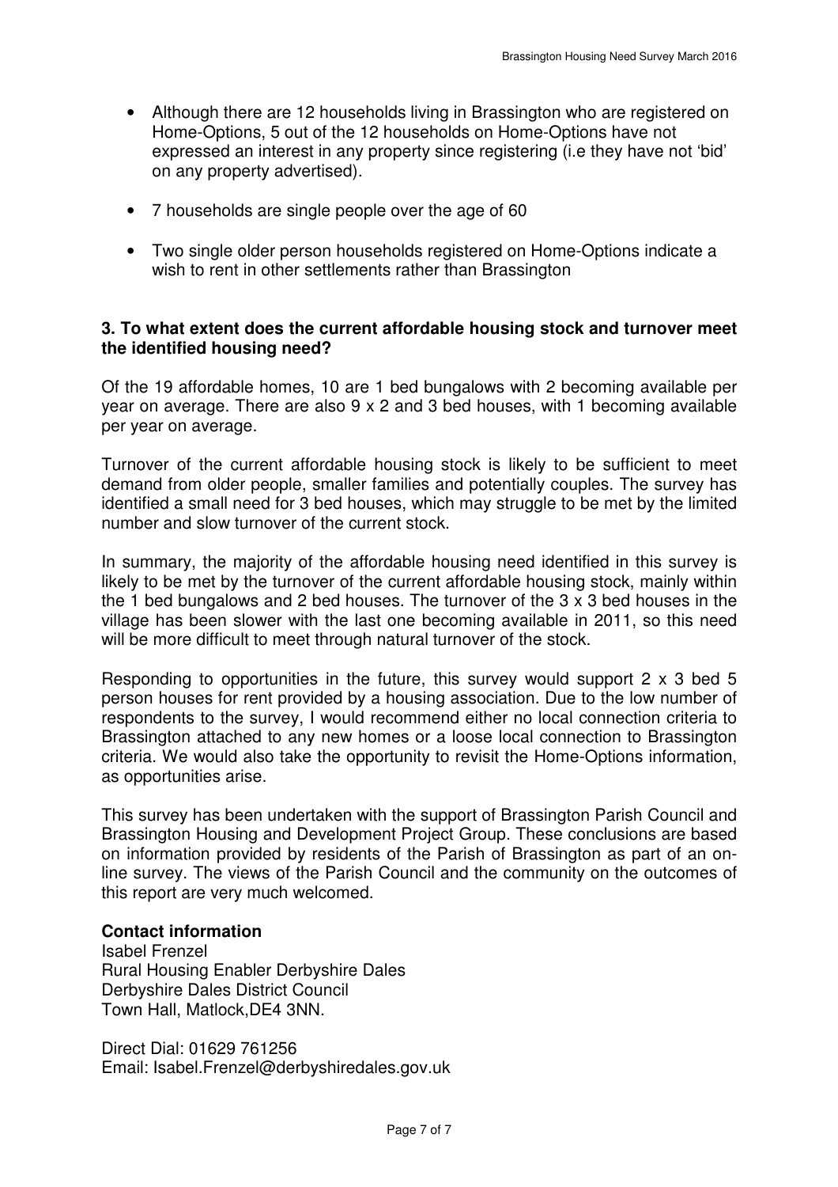- Although there are 12 households living in Brassington who are registered on Home-Options, 5 out of the 12 households on Home-Options have not expressed an interest in any property since registering (i.e they have not 'bid' on any property advertised).
- 7 households are single people over the age of 60
- Two single older person households registered on Home-Options indicate a wish to rent in other settlements rather than Brassington

**3. To what extent does the current affordable housing stock and turnover meet the identified housing need?**

Of the 19 affordable homes, 10 are 1 bed bungalows with 2 becoming available per year on average. There are also 9 x 2 and 3 bed houses, with 1 becoming available per year on average.

Turnover of the current affordable housing stock is likely to be sufficient to meet demand from older people, smaller families and potentially couples. The survey has identified a small need for 3 bed houses, which may struggle to be met by the limited number and slow turnover of the current stock.

In summary, the majority of the affordable housing need identified in this survey is likely to be met by the turnover of the current affordable housing stock, mainly within the 1 bed bungalows and 2 bed houses. The turnover of the 3 x 3 bed houses in the village has been slower with the last one becoming available in 2011, so this need will be more difficult to meet through natural turnover of the stock.

Responding to opportunities in the future, this survey would support 2 x 3 bed 5 person houses for rent provided by a housing association. Due to the low number of respondents to the survey, I would recommend either no local connection criteria to Brassington attached to any new homes or a loose local connection to Brassington criteria. We would also take the opportunity to revisit the Home-Options information, as opportunities arise.

This survey has been undertaken with the support of Brassington Parish Council and Brassington Housing and Development Project Group. These conclusions are based on information provided by residents of the Parish of Brassington as part of an on-line survey. The views of the Parish Council and the community on the outcomes of this report are very much welcomed.

**Contact information**

Isabel Frenzel
Rural Housing Enabler Derbyshire Dales
Derbyshire Dales District Council
Town Hall, Matlock,DE4 3NN.

Direct Dial: 01629 761256
Email: Isabel.Frenzel@derbyshiredales.gov.uk